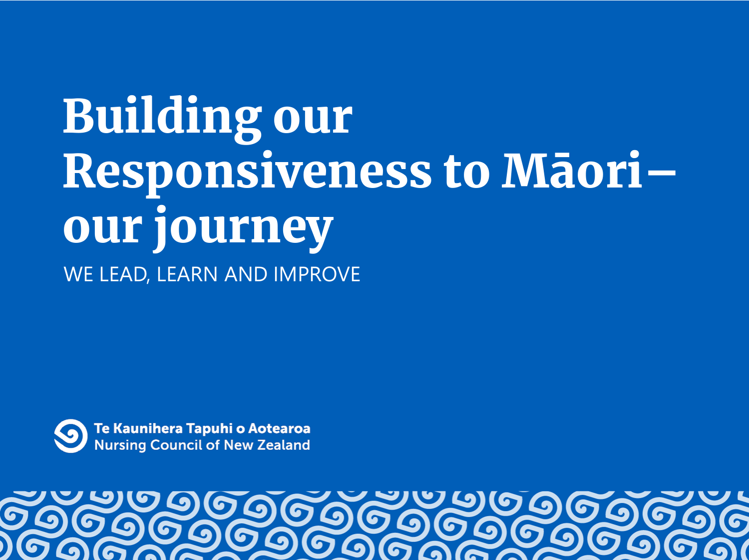# Building our Responsiveness to Māori – our journey

WE LEAD, LEARN AND IMPROVE

Te Kaunihera Tapuhi o Aotearoa
Nursing Council of New Zealand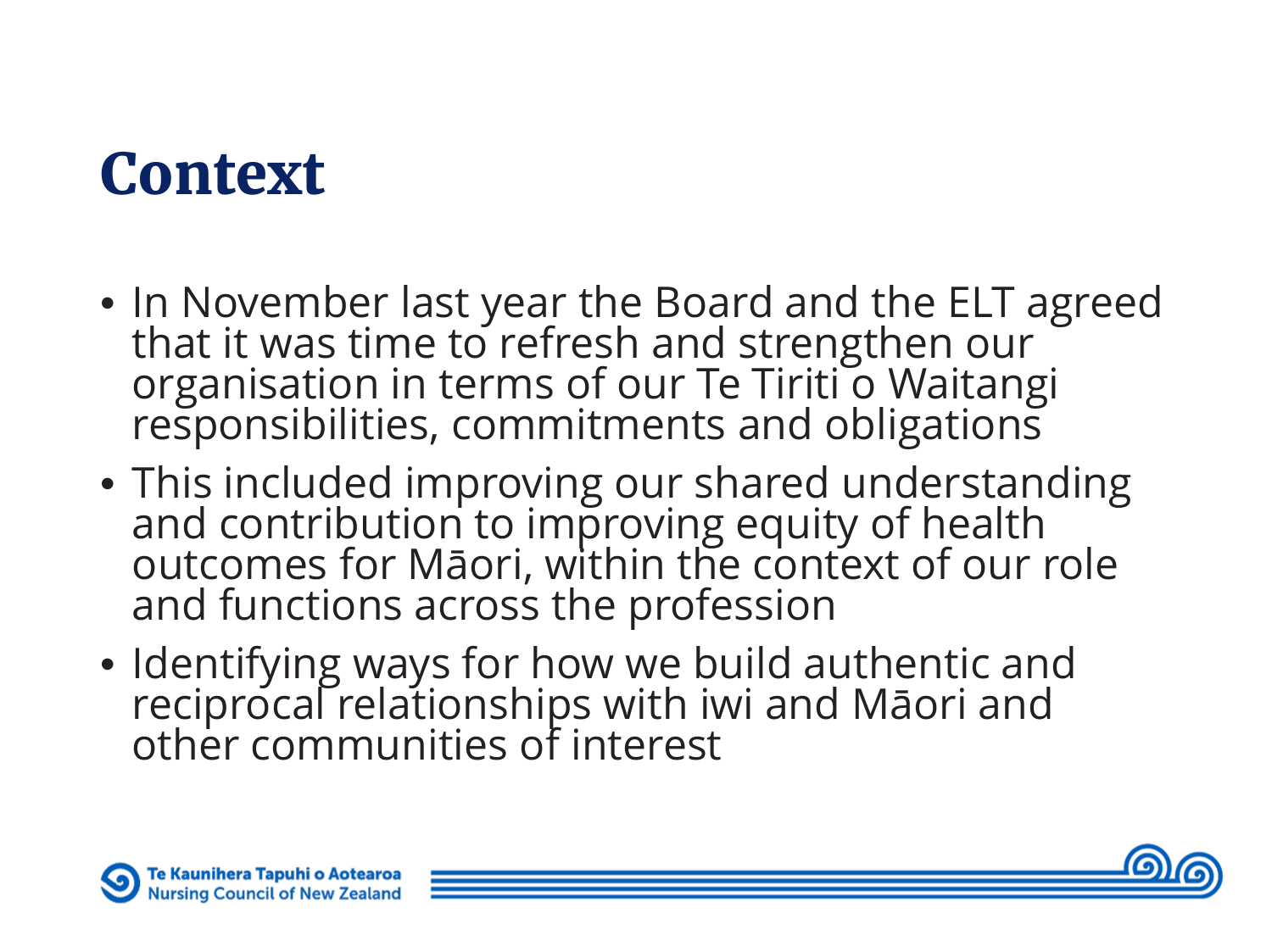# Context

- In November last year the Board and the ELT agreed that it was time to refresh and strengthen our organisation in terms of our Te Tiriti o Waitangi responsibilities, commitments and obligations
- This included improving our shared understanding and contribution to improving equity of health outcomes for Māori, within the context of our role and functions across the profession
- Identifying ways for how we build authentic and reciprocal relationships with iwi and Māori and other communities of interest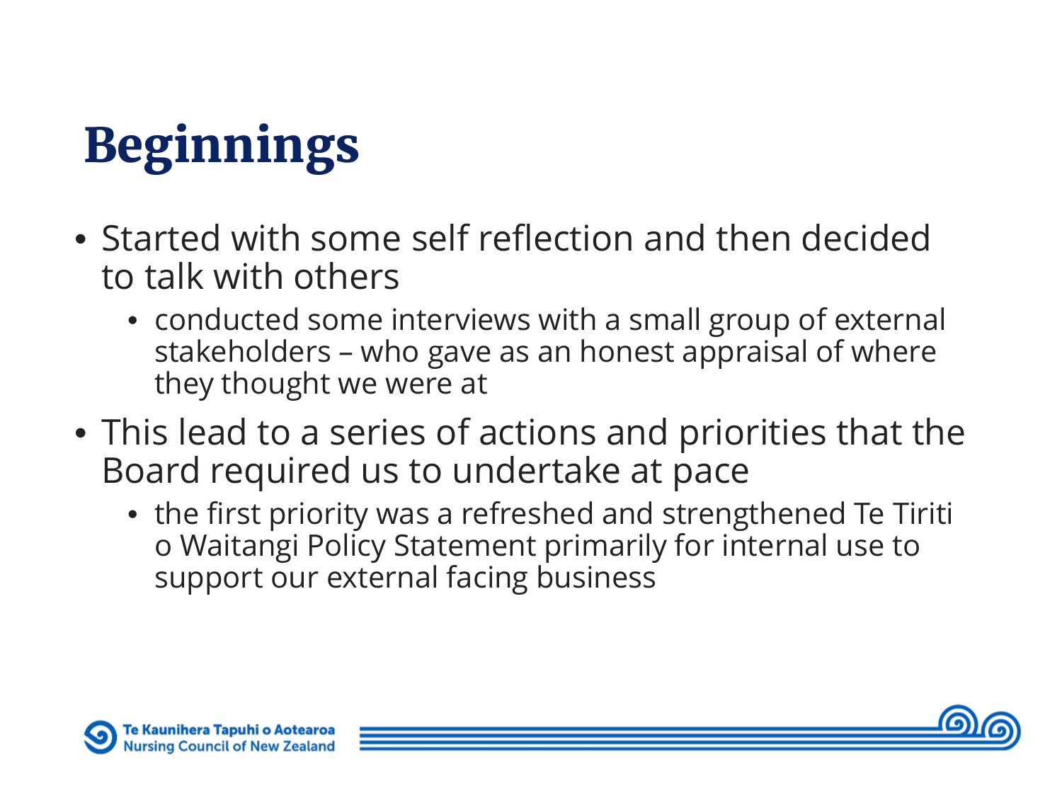# Beginnings

- Started with some self reflection and then decided to talk with others
  - conducted some interviews with a small group of external stakeholders – who gave as an honest appraisal of where they thought we were at
- This lead to a series of actions and priorities that the Board required us to undertake at pace
  - the first priority was a refreshed and strengthened Te Tiriti o Waitangi Policy Statement primarily for internal use to support our external facing business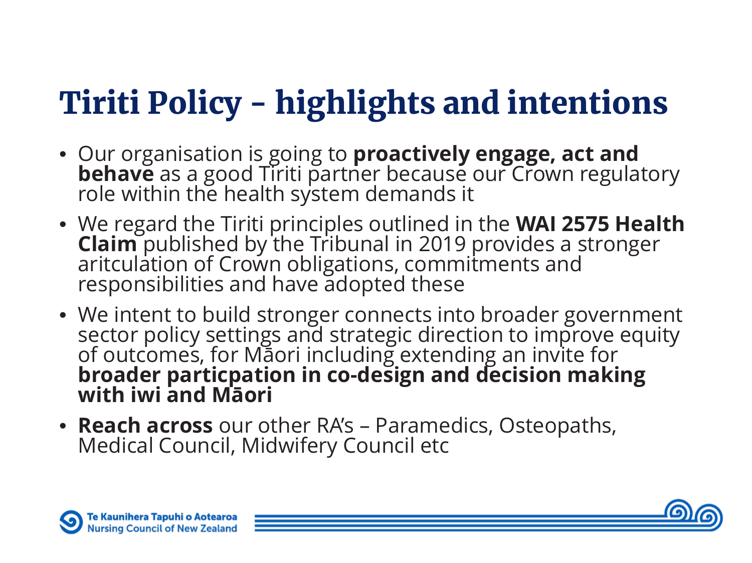# Tiriti Policy – highlights and intentions

- Our organisation is going to **proactively engage, act and behave** as a good Tiriti partner because our Crown regulatory role within the health system demands it
- We regard the Tiriti principles outlined in the **WAI 2575 Health Claim** published by the Tribunal in 2019 provides a stronger aritculation of Crown obligations, commitments and responsibilities and have adopted these
- We intent to build stronger connects into broader government sector policy settings and strategic direction to improve equity of outcomes, for Māori including extending an invite for **broader particpation in co-design and decision making with iwi and Māori**
- **Reach across** our other RA's – Paramedics, Osteopaths, Medical Council, Midwifery Council etc

Te Kaunihera Tapuhi o Aotearoa
Nursing Council of New Zealand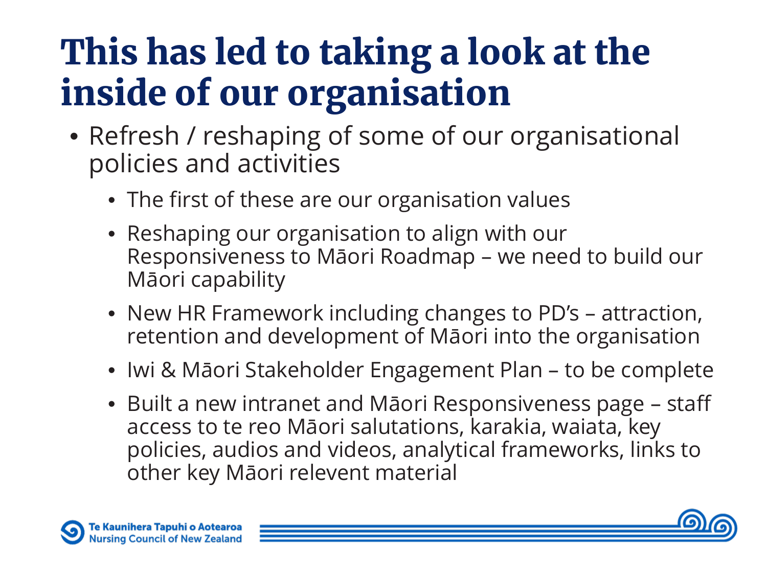# This has led to taking a look at the inside of our organisation

- Refresh / reshaping of some of our organisational policies and activities
  - The first of these are our organisation values
  - Reshaping our organisation to align with our Responsiveness to Māori Roadmap – we need to build our Māori capability
  - New HR Framework including changes to PD's – attraction, retention and development of Māori into the organisation
  - Iwi & Māori Stakeholder Engagement Plan – to be complete
  - Built a new intranet and Māori Responsiveness page – staff access to te reo Māori salutations, karakia, waiata, key policies, audios and videos, analytical frameworks, links to other key Māori relevent material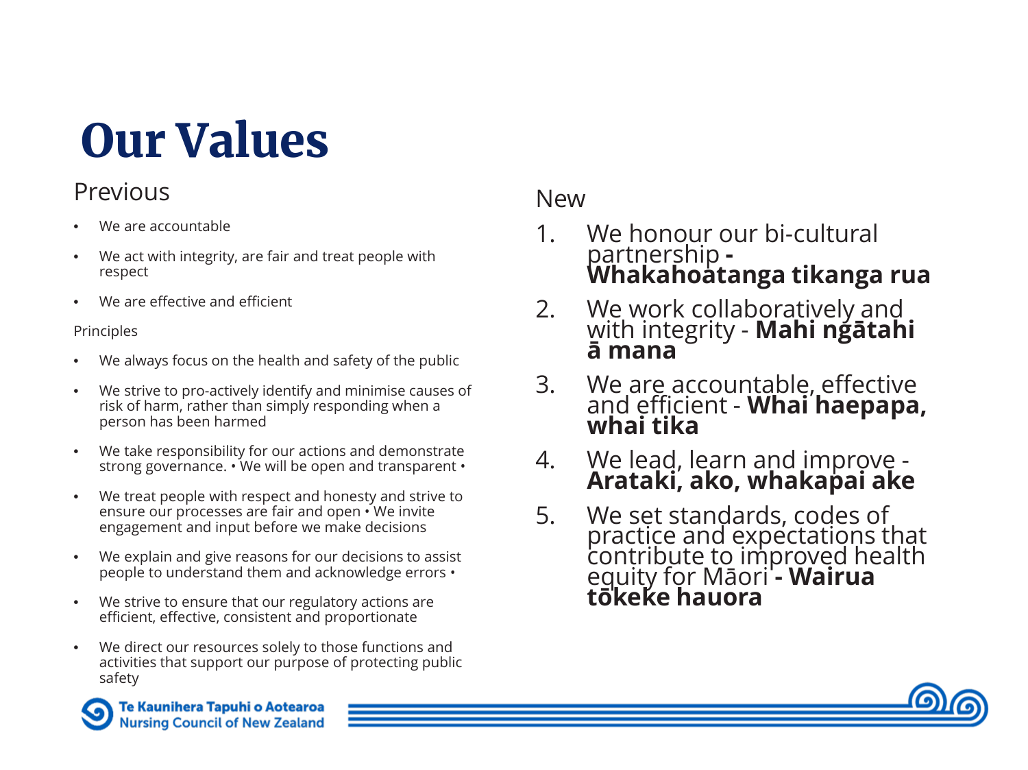# Our Values

## Previous

- We are accountable
- We act with integrity, are fair and treat people with respect
- We are effective and efficient

Principles

- We always focus on the health and safety of the public
- We strive to pro-actively identify and minimise causes of risk of harm, rather than simply responding when a person has been harmed
- We take responsibility for our actions and demonstrate strong governance. • We will be open and transparent •
- We treat people with respect and honesty and strive to ensure our processes are fair and open • We invite engagement and input before we make decisions
- We explain and give reasons for our decisions to assist people to understand them and acknowledge errors •
- We strive to ensure that our regulatory actions are efficient, effective, consistent and proportionate
- We direct our resources solely to those functions and activities that support our purpose of protecting public safety

## New

1. We honour our bi-cultural partnership **- Whakahoatanga tikanga rua**
2. We work collaboratively and with integrity - **Mahi ngātahi ā mana**
3. We are accountable, effective and efficient - **Whai haepapa, whai tika**
4. We lead, learn and improve - **Arataki, ako, whakapai ake**
5. We set standards, codes of practice and expectations that contribute to improved health equity for Māori **- Wairua tōkeke hauora**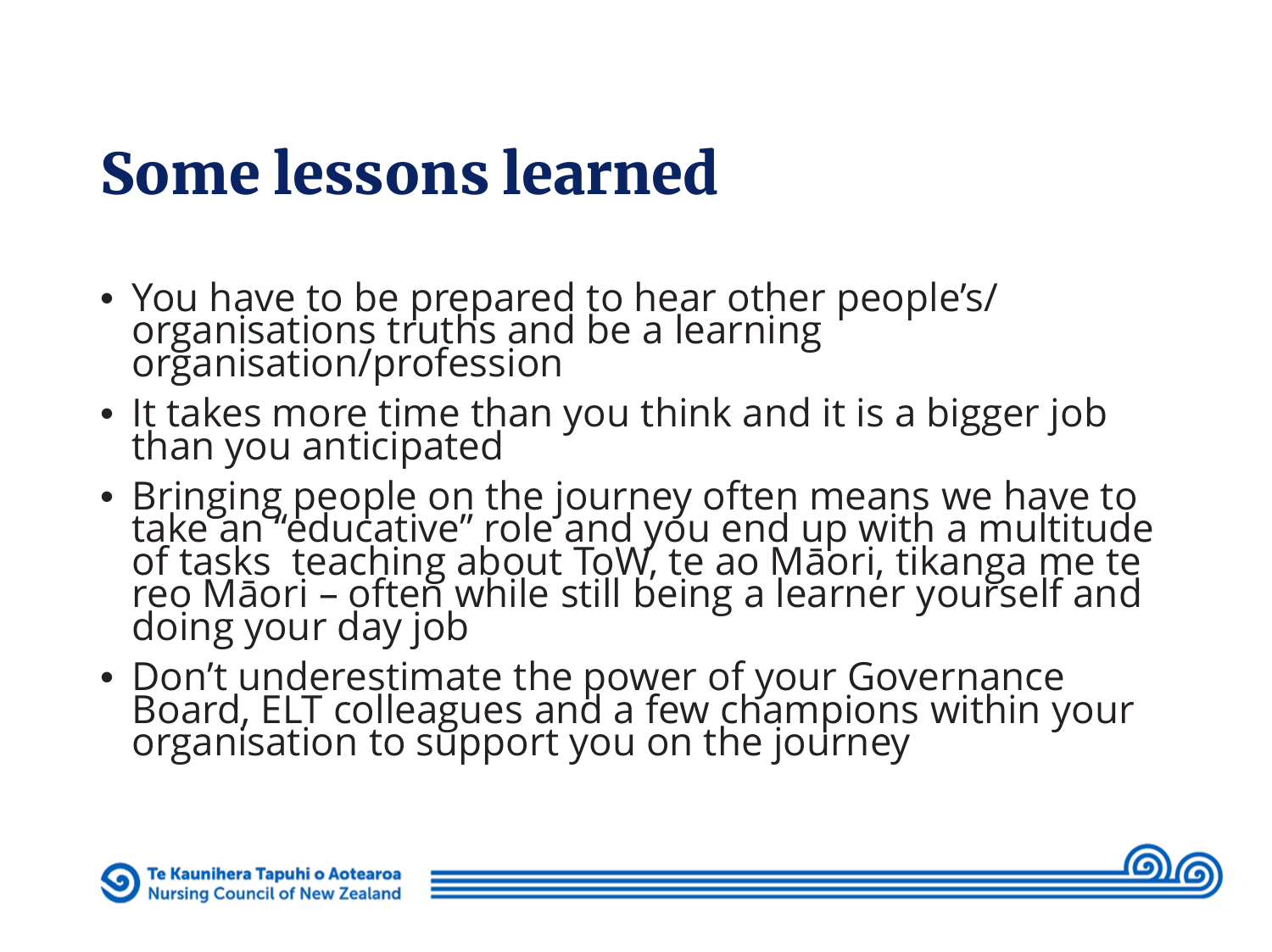# Some lessons learned

- You have to be prepared to hear other people's/ organisations truths and be a learning organisation/profession
- It takes more time than you think and it is a bigger job than you anticipated
- Bringing people on the journey often means we have to take an "educative" role and you end up with a multitude of tasks  teaching about ToW, te ao Māori, tikanga me te reo Māori – often while still being a learner yourself and doing your day job
- Don't underestimate the power of your Governance Board, ELT colleagues and a few champions within your organisation to support you on the journey